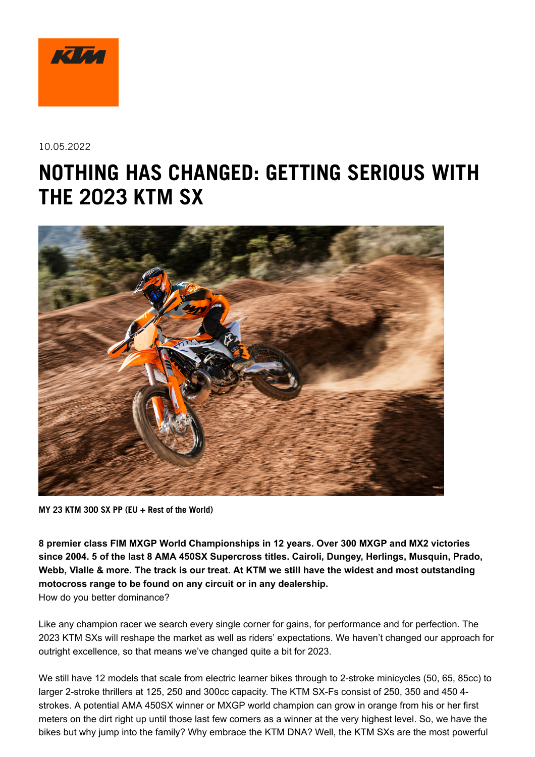10.05.2022

# NOTHING HAS CHANGED: GETTING SERIOUS WITH THE 2023 KTM SX

**MY 23 KTM 300 SX PP (EU + Rest of the World)**

**8 premier class FIM MXGP World Championships in 12 years. Over 300 MXGP and MX2 victories since 2004. 5 of the last 8 AMA 450SX Supercross titles. Cairoli, Dungey, Herlings, Musquin, Prado, Webb, Vialle & more. The track is our treat. At KTM we still have the widest and most outstanding motocross range to be found on any circuit or in any dealership.**
How do you better dominance?

Like any champion racer we search every single corner for gains, for performance and for perfection. The 2023 KTM SXs will reshape the market as well as riders' expectations. We haven't changed our approach for outright excellence, so that means we've changed quite a bit for 2023.

We still have 12 models that scale from electric learner bikes through to 2-stroke minicycles (50, 65, 85cc) to larger 2-stroke thrillers at 125, 250 and 300cc capacity. The KTM SX-Fs consist of 250, 350 and 450 4-strokes. A potential AMA 450SX winner or MXGP world champion can grow in orange from his or her first meters on the dirt right up until those last few corners as a winner at the very highest level. So, we have the bikes but why jump into the family? Why embrace the KTM DNA? Well, the KTM SXs are the most powerful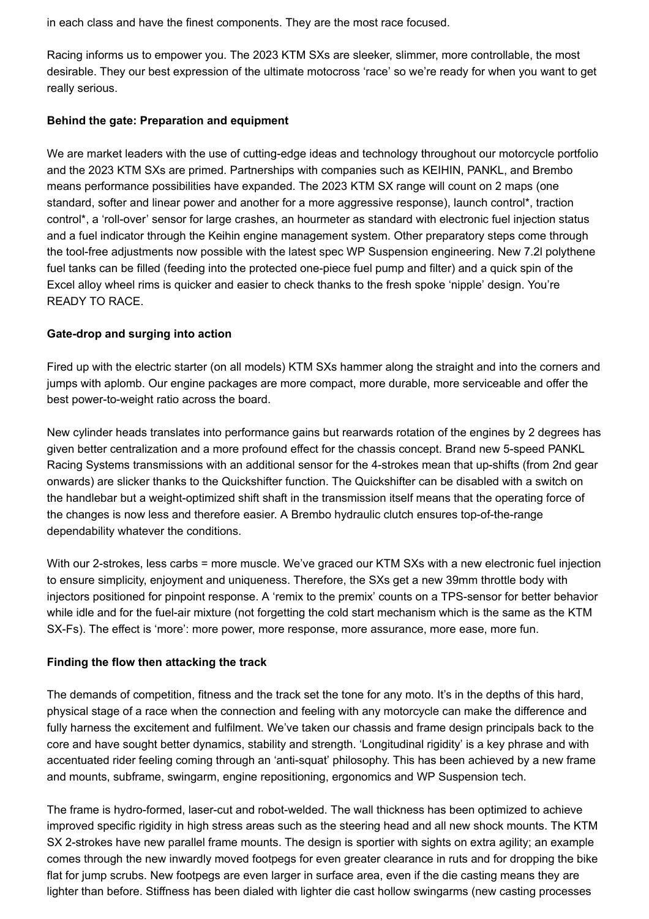in each class and have the finest components. They are the most race focused.

Racing informs us to empower you. The 2023 KTM SXs are sleeker, slimmer, more controllable, the most desirable. They our best expression of the ultimate motocross 'race' so we're ready for when you want to get really serious.

**Behind the gate: Preparation and equipment**

We are market leaders with the use of cutting-edge ideas and technology throughout our motorcycle portfolio and the 2023 KTM SXs are primed. Partnerships with companies such as KEIHIN, PANKL, and Brembo means performance possibilities have expanded. The 2023 KTM SX range will count on 2 maps (one standard, softer and linear power and another for a more aggressive response), launch control*, traction control*, a 'roll-over' sensor for large crashes, an hourmeter as standard with electronic fuel injection status and a fuel indicator through the Keihin engine management system. Other preparatory steps come through the tool-free adjustments now possible with the latest spec WP Suspension engineering. New 7.2l polythene fuel tanks can be filled (feeding into the protected one-piece fuel pump and filter) and a quick spin of the Excel alloy wheel rims is quicker and easier to check thanks to the fresh spoke 'nipple' design. You're READY TO RACE.

**Gate-drop and surging into action**

Fired up with the electric starter (on all models) KTM SXs hammer along the straight and into the corners and jumps with aplomb. Our engine packages are more compact, more durable, more serviceable and offer the best power-to-weight ratio across the board.

New cylinder heads translates into performance gains but rearwards rotation of the engines by 2 degrees has given better centralization and a more profound effect for the chassis concept. Brand new 5-speed PANKL Racing Systems transmissions with an additional sensor for the 4-strokes mean that up-shifts (from 2nd gear onwards) are slicker thanks to the Quickshifter function. The Quickshifter can be disabled with a switch on the handlebar but a weight-optimized shift shaft in the transmission itself means that the operating force of the changes is now less and therefore easier. A Brembo hydraulic clutch ensures top-of-the-range dependability whatever the conditions.

With our 2-strokes, less carbs = more muscle. We've graced our KTM SXs with a new electronic fuel injection to ensure simplicity, enjoyment and uniqueness. Therefore, the SXs get a new 39mm throttle body with injectors positioned for pinpoint response. A 'remix to the premix' counts on a TPS-sensor for better behavior while idle and for the fuel-air mixture (not forgetting the cold start mechanism which is the same as the KTM SX-Fs). The effect is 'more': more power, more response, more assurance, more ease, more fun.

**Finding the flow then attacking the track**

The demands of competition, fitness and the track set the tone for any moto. It's in the depths of this hard, physical stage of a race when the connection and feeling with any motorcycle can make the difference and fully harness the excitement and fulfilment. We've taken our chassis and frame design principals back to the core and have sought better dynamics, stability and strength. 'Longitudinal rigidity' is a key phrase and with accentuated rider feeling coming through an 'anti-squat' philosophy. This has been achieved by a new frame and mounts, subframe, swingarm, engine repositioning, ergonomics and WP Suspension tech.

The frame is hydro-formed, laser-cut and robot-welded. The wall thickness has been optimized to achieve improved specific rigidity in high stress areas such as the steering head and all new shock mounts. The KTM SX 2-strokes have new parallel frame mounts. The design is sportier with sights on extra agility; an example comes through the new inwardly moved footpegs for even greater clearance in ruts and for dropping the bike flat for jump scrubs. New footpegs are even larger in surface area, even if the die casting means they are lighter than before. Stiffness has been dialed with lighter die cast hollow swingarms (new casting processes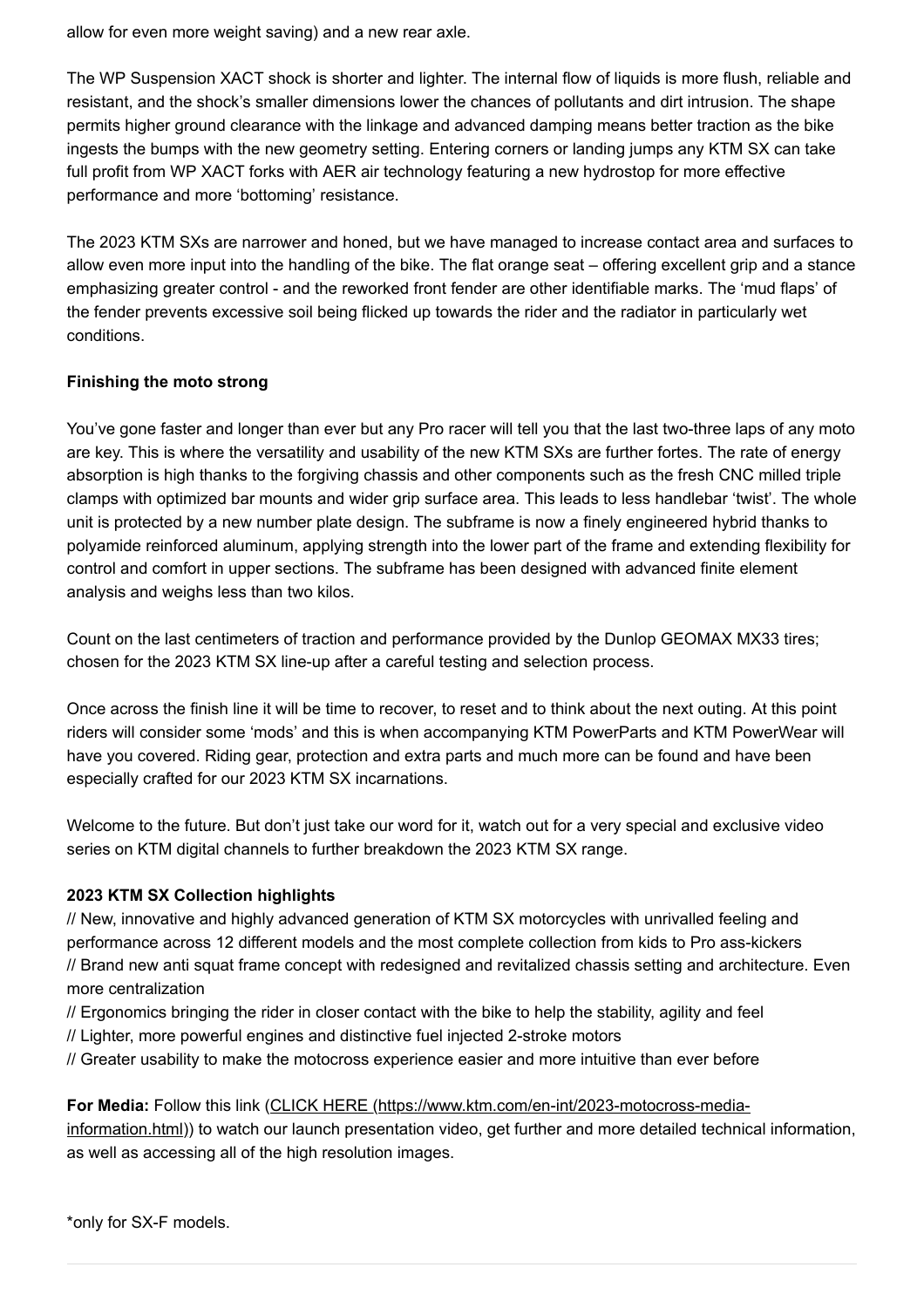allow for even more weight saving) and a new rear axle.

The WP Suspension XACT shock is shorter and lighter. The internal flow of liquids is more flush, reliable and resistant, and the shock's smaller dimensions lower the chances of pollutants and dirt intrusion. The shape permits higher ground clearance with the linkage and advanced damping means better traction as the bike ingests the bumps with the new geometry setting. Entering corners or landing jumps any KTM SX can take full profit from WP XACT forks with AER air technology featuring a new hydrostop for more effective performance and more 'bottoming' resistance.

The 2023 KTM SXs are narrower and honed, but we have managed to increase contact area and surfaces to allow even more input into the handling of the bike. The flat orange seat – offering excellent grip and a stance emphasizing greater control - and the reworked front fender are other identifiable marks. The 'mud flaps' of the fender prevents excessive soil being flicked up towards the rider and the radiator in particularly wet conditions.

**Finishing the moto strong**

You've gone faster and longer than ever but any Pro racer will tell you that the last two-three laps of any moto are key. This is where the versatility and usability of the new KTM SXs are further fortes. The rate of energy absorption is high thanks to the forgiving chassis and other components such as the fresh CNC milled triple clamps with optimized bar mounts and wider grip surface area. This leads to less handlebar 'twist'. The whole unit is protected by a new number plate design. The subframe is now a finely engineered hybrid thanks to polyamide reinforced aluminum, applying strength into the lower part of the frame and extending flexibility for control and comfort in upper sections. The subframe has been designed with advanced finite element analysis and weighs less than two kilos.

Count on the last centimeters of traction and performance provided by the Dunlop GEOMAX MX33 tires; chosen for the 2023 KTM SX line-up after a careful testing and selection process.

Once across the finish line it will be time to recover, to reset and to think about the next outing. At this point riders will consider some 'mods' and this is when accompanying KTM PowerParts and KTM PowerWear will have you covered. Riding gear, protection and extra parts and much more can be found and have been especially crafted for our 2023 KTM SX incarnations.

Welcome to the future. But don't just take our word for it, watch out for a very special and exclusive video series on KTM digital channels to further breakdown the 2023 KTM SX range.

**2023 KTM SX Collection highlights**
// New, innovative and highly advanced generation of KTM SX motorcycles with unrivalled feeling and performance across 12 different models and the most complete collection from kids to Pro ass-kickers
// Brand new anti squat frame concept with redesigned and revitalized chassis setting and architecture. Even more centralization
// Ergonomics bringing the rider in closer contact with the bike to help the stability, agility and feel
// Lighter, more powerful engines and distinctive fuel injected 2-stroke motors
// Greater usability to make the motocross experience easier and more intuitive than ever before

**For Media:** Follow this link (CLICK HERE (https://www.ktm.com/en-int/2023-motocross-media-information.html)) to watch our launch presentation video, get further and more detailed technical information, as well as accessing all of the high resolution images.

*only for SX-F models.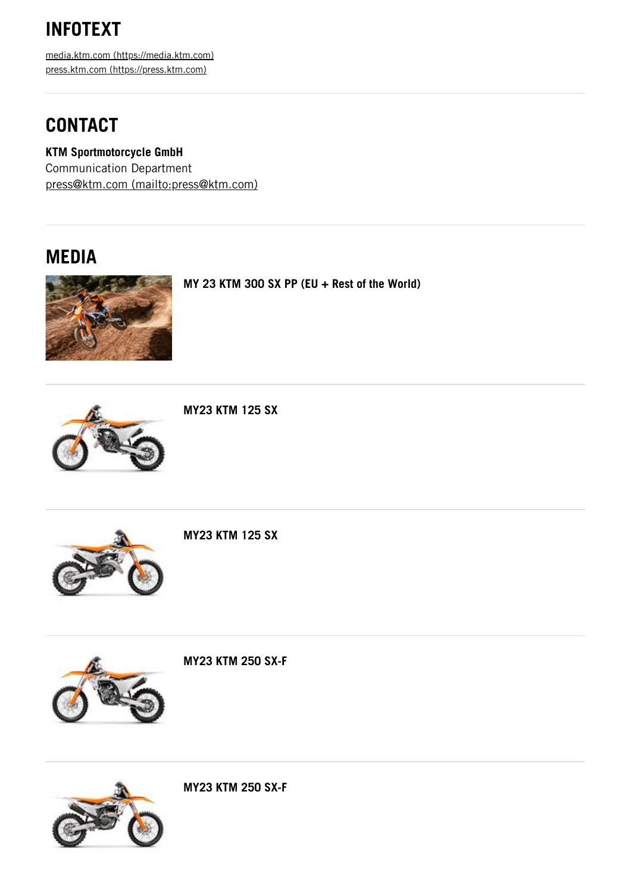## INFOTEXT

media.ktm.com (https://media.ktm.com)
press.ktm.com (https://press.ktm.com)

## CONTACT

**KTM Sportmotorcycle GmbH**
Communication Department
press@ktm.com (mailto:press@ktm.com)

## MEDIA

**MY 23 KTM 300 SX PP (EU + Rest of the World)**

**MY23 KTM 125 SX**

**MY23 KTM 125 SX**

**MY23 KTM 250 SX-F**

**MY23 KTM 250 SX-F**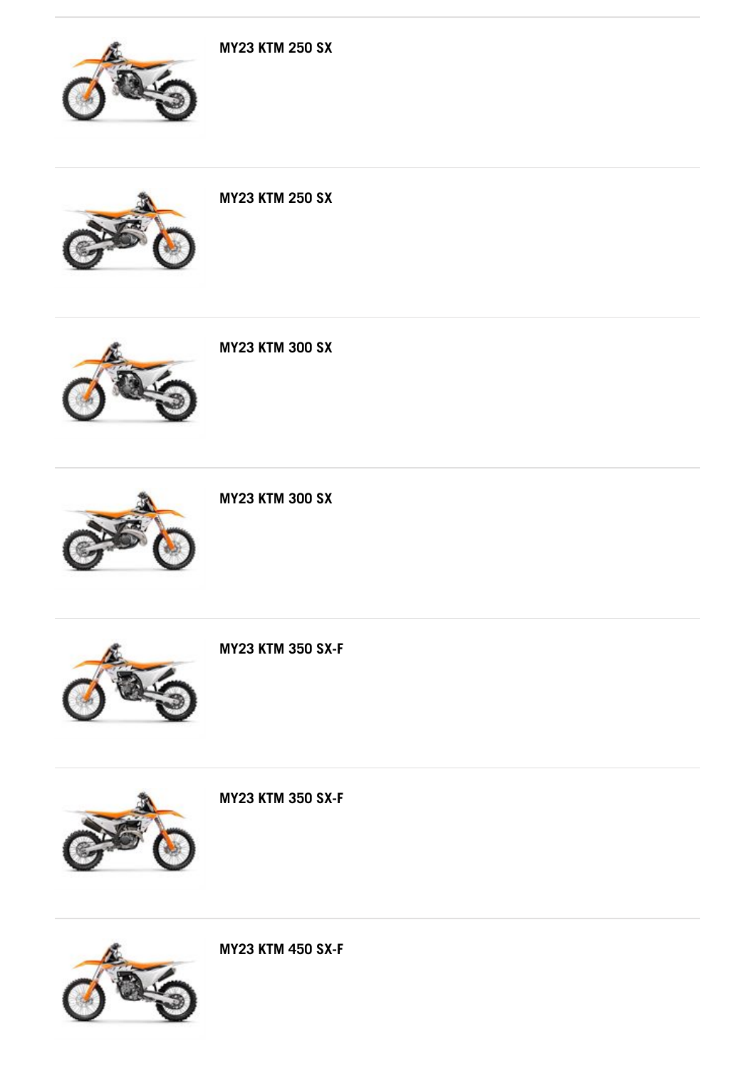**MY23 KTM 250 SX**

**MY23 KTM 250 SX**

**MY23 KTM 300 SX**

**MY23 KTM 300 SX**

**MY23 KTM 350 SX-F**

**MY23 KTM 350 SX-F**

**MY23 KTM 450 SX-F**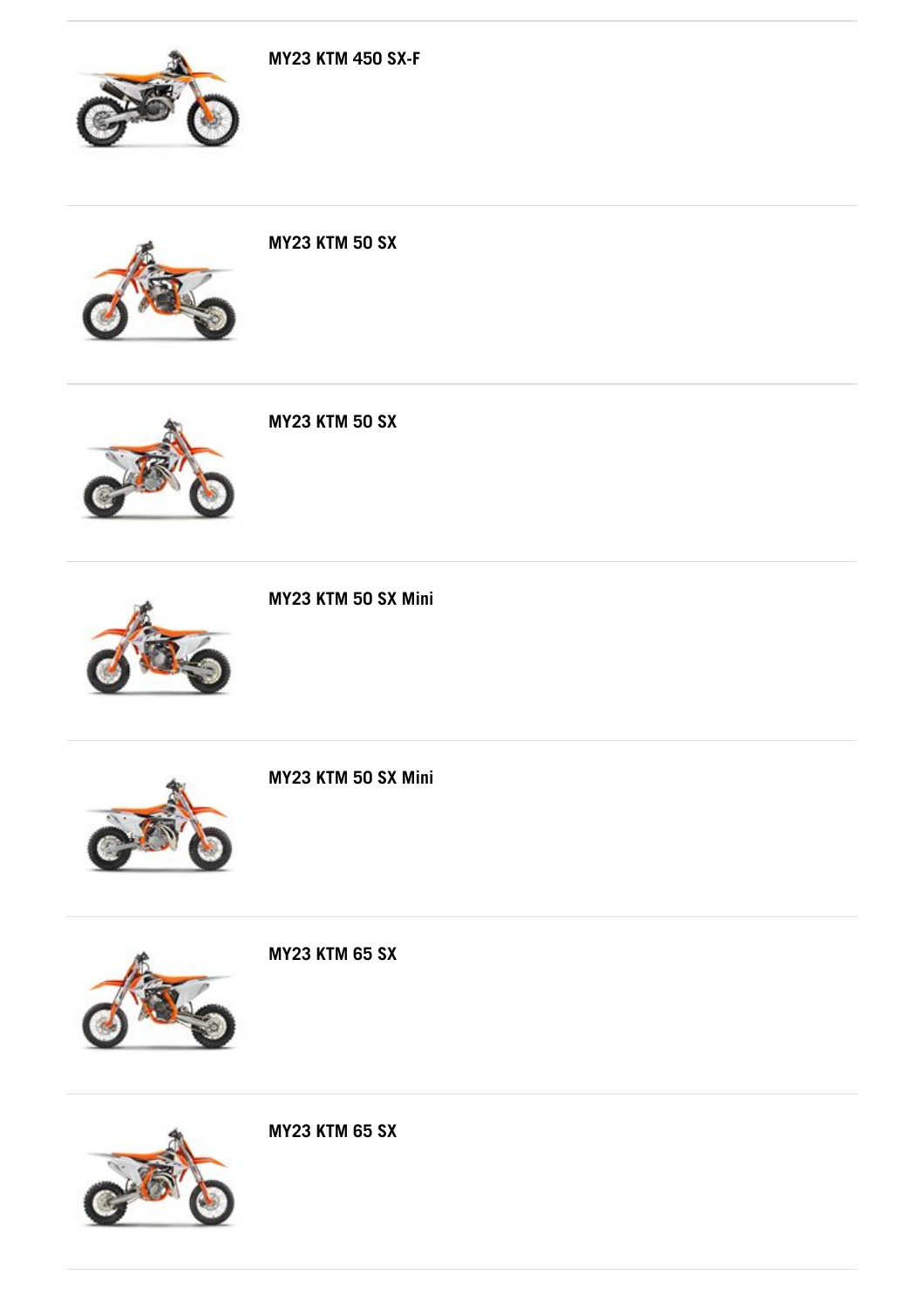**MY23 KTM 450 SX-F**

---

**MY23 KTM 50 SX**

---

**MY23 KTM 50 SX**

---

**MY23 KTM 50 SX Mini**

---

**MY23 KTM 50 SX Mini**

---

**MY23 KTM 65 SX**

---

**MY23 KTM 65 SX**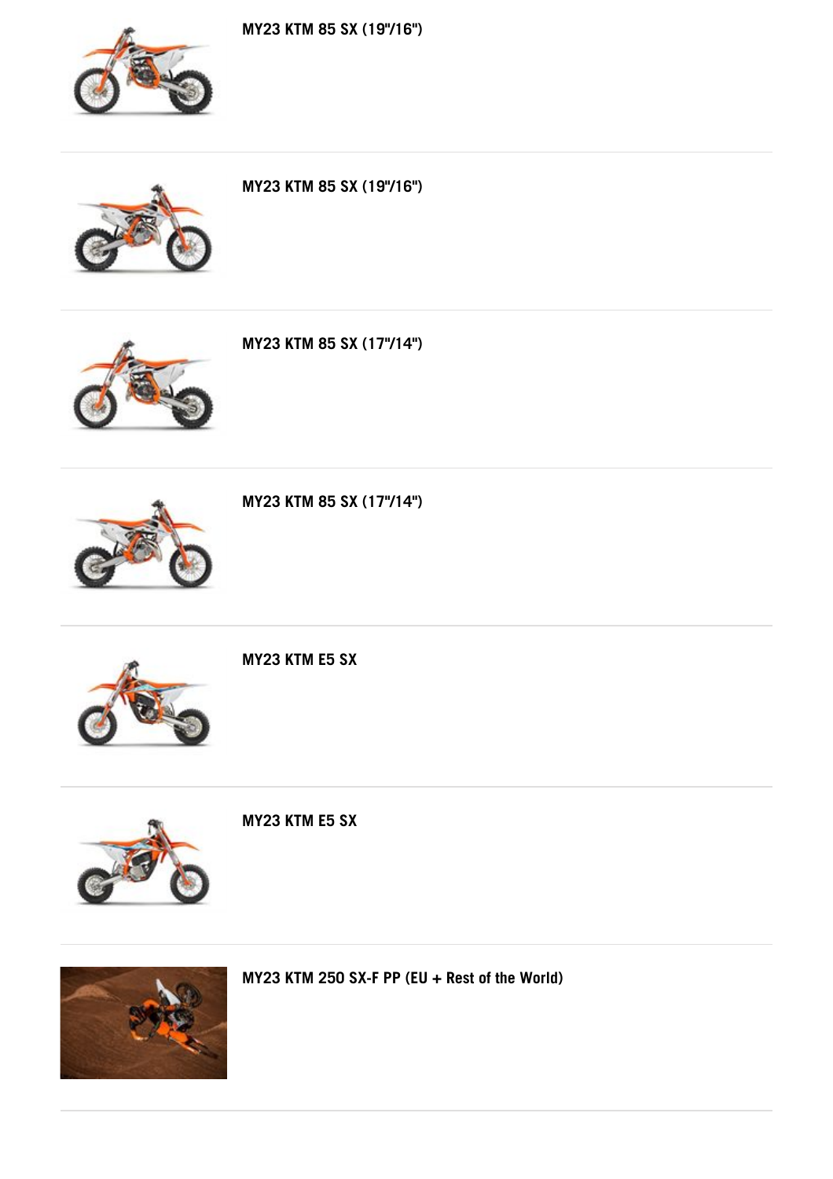**MY23 KTM 85 SX (19"/16")**

**MY23 KTM 85 SX (19"/16")**

**MY23 KTM 85 SX (17"/14")**

**MY23 KTM 85 SX (17"/14")**

**MY23 KTM E5 SX**

**MY23 KTM E5 SX**

**MY23 KTM 250 SX-F PP (EU + Rest of the World)**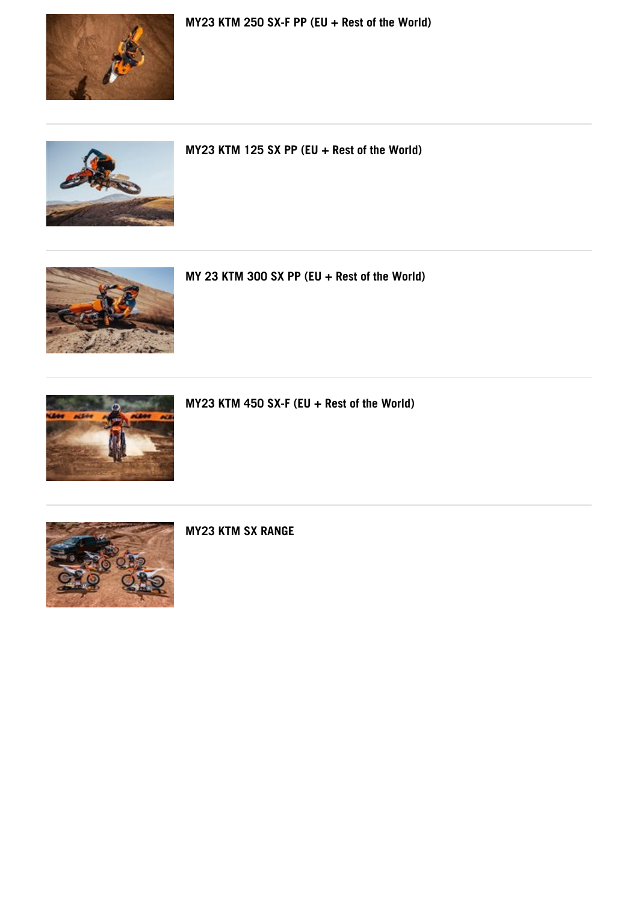**MY23 KTM 250 SX-F PP (EU + Rest of the World)**

---

**MY23 KTM 125 SX PP (EU + Rest of the World)**

---

**MY 23 KTM 300 SX PP (EU + Rest of the World)**

---

**MY23 KTM 450 SX-F (EU + Rest of the World)**

---

**MY23 KTM SX RANGE**